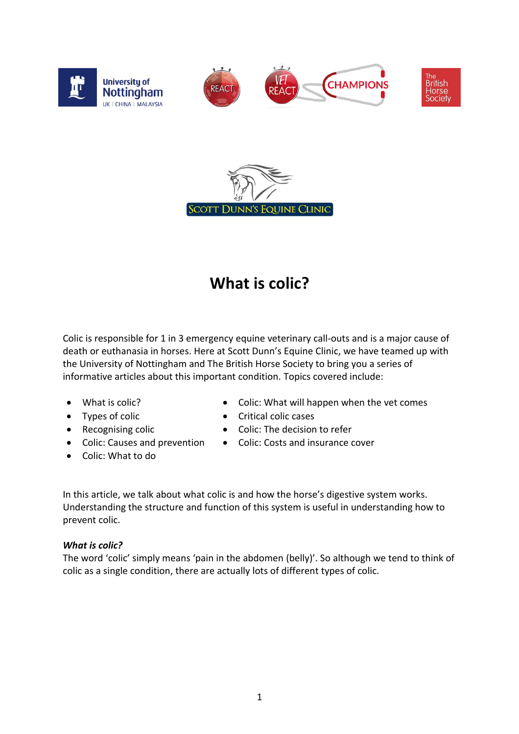# What is colic?

Colic is responsible for 1 in 3 emergency equine veterinary call-outs and is a major cause of death or euthanasia in horses. Here at Scott Dunn's Equine Clinic, we have teamed up with the University of Nottingham and The British Horse Society to bring you a series of informative articles about this important condition. Topics covered include:

- What is colic?
- Types of colic
- Recognising colic
- Colic: Causes and prevention
- Colic: What to do
- Colic: What will happen when the vet comes
- Critical colic cases
- Colic: The decision to refer
- Colic: Costs and insurance cover

In this article, we talk about what colic is and how the horse's digestive system works. Understanding the structure and function of this system is useful in understanding how to prevent colic.

***What is colic?***

The word 'colic' simply means 'pain in the abdomen (belly)'. So although we tend to think of colic as a single condition, there are actually lots of different types of colic.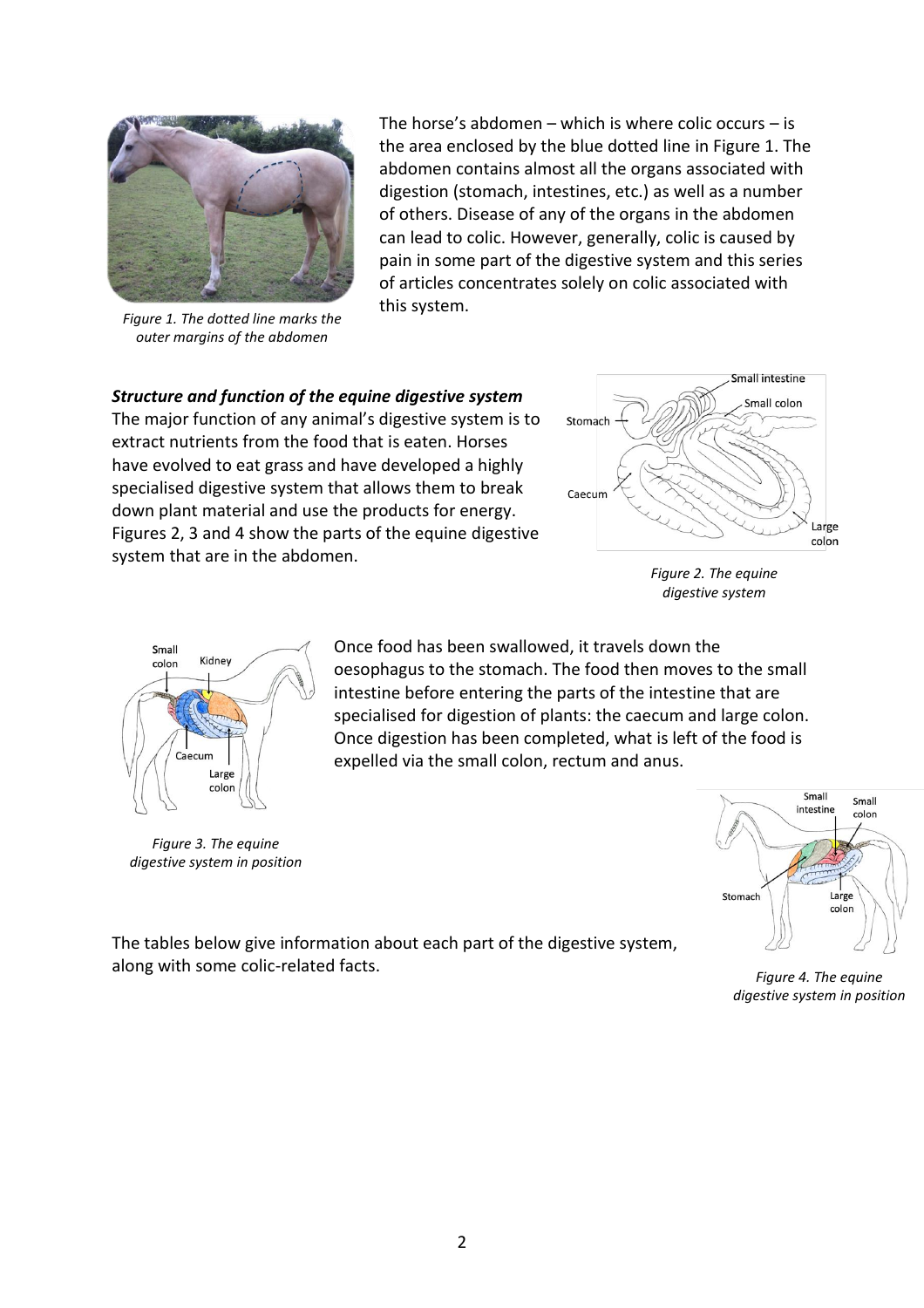The horse's abdomen – which is where colic occurs – is the area enclosed by the blue dotted line in Figure 1. The abdomen contains almost all the organs associated with digestion (stomach, intestines, etc.) as well as a number of others. Disease of any of the organs in the abdomen can lead to colic. However, generally, colic is caused by pain in some part of the digestive system and this series of articles concentrates solely on colic associated with this system.

*Figure 1. The dotted line marks the outer margins of the abdomen*

### *Structure and function of the equine digestive system*

The major function of any animal's digestive system is to extract nutrients from the food that is eaten. Horses have evolved to eat grass and have developed a highly specialised digestive system that allows them to break down plant material and use the products for energy. Figures 2, 3 and 4 show the parts of the equine digestive system that are in the abdomen.

*Figure 2. The equine digestive system*

Once food has been swallowed, it travels down the oesophagus to the stomach. The food then moves to the small intestine before entering the parts of the intestine that are specialised for digestion of plants: the caecum and large colon. Once digestion has been completed, what is left of the food is expelled via the small colon, rectum and anus.

*Figure 3. The equine digestive system in position*

*Figure 4. The equine digestive system in position*

The tables below give information about each part of the digestive system, along with some colic-related facts.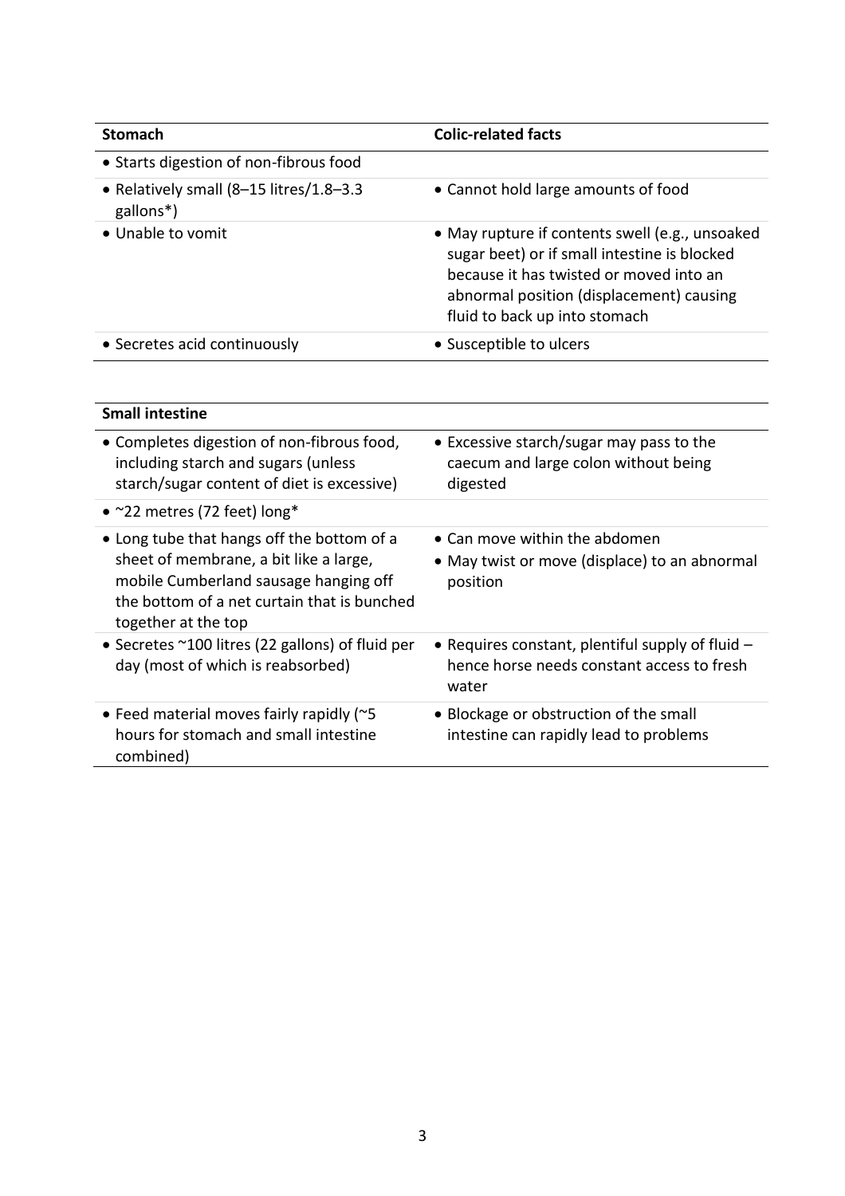| Stomach | Colic-related facts |
| --- | --- |
| • Starts digestion of non-fibrous food | |
| • Relatively small (8–15 litres/1.8–3.3 gallons*) | • Cannot hold large amounts of food |
| • Unable to vomit | • May rupture if contents swell (e.g., unsoaked sugar beet) or if small intestine is blocked because it has twisted or moved into an abnormal position (displacement) causing fluid to back up into stomach |
| • Secretes acid continuously | • Susceptible to ulcers |

| Small intestine | |
| --- | --- |
| • Completes digestion of non-fibrous food, including starch and sugars (unless starch/sugar content of diet is excessive) | • Excessive starch/sugar may pass to the caecum and large colon without being digested |
| • ~22 metres (72 feet) long* | |
| • Long tube that hangs off the bottom of a sheet of membrane, a bit like a large, mobile Cumberland sausage hanging off the bottom of a net curtain that is bunched together at the top | • Can move within the abdomen<br>• May twist or move (displace) to an abnormal position |
| • Secretes ~100 litres (22 gallons) of fluid per day (most of which is reabsorbed) | • Requires constant, plentiful supply of fluid – hence horse needs constant access to fresh water |
| • Feed material moves fairly rapidly (~5 hours for stomach and small intestine combined) | • Blockage or obstruction of the small intestine can rapidly lead to problems |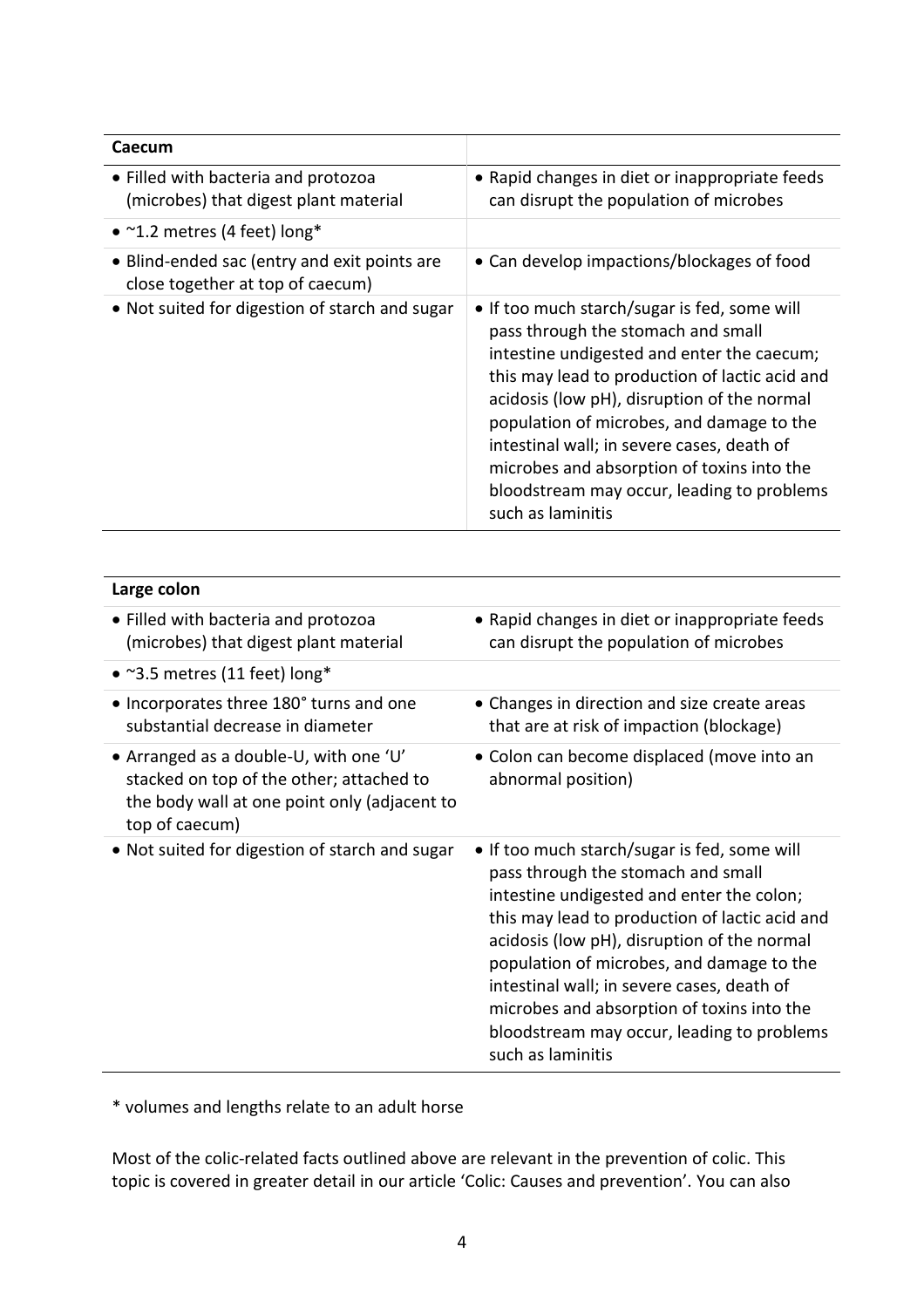| Caecum | |
|---|---|
| • Filled with bacteria and protozoa (microbes) that digest plant material | • Rapid changes in diet or inappropriate feeds can disrupt the population of microbes |
| • ~1.2 metres (4 feet) long* | |
| • Blind-ended sac (entry and exit points are close together at top of caecum) | • Can develop impactions/blockages of food |
| • Not suited for digestion of starch and sugar | • If too much starch/sugar is fed, some will pass through the stomach and small intestine undigested and enter the caecum; this may lead to production of lactic acid and acidosis (low pH), disruption of the normal population of microbes, and damage to the intestinal wall; in severe cases, death of microbes and absorption of toxins into the bloodstream may occur, leading to problems such as laminitis |

| Large colon | |
|---|---|
| • Filled with bacteria and protozoa (microbes) that digest plant material | • Rapid changes in diet or inappropriate feeds can disrupt the population of microbes |
| • ~3.5 metres (11 feet) long* | |
| • Incorporates three 180° turns and one substantial decrease in diameter | • Changes in direction and size create areas that are at risk of impaction (blockage) |
| • Arranged as a double-U, with one 'U' stacked on top of the other; attached to the body wall at one point only (adjacent to top of caecum) | • Colon can become displaced (move into an abnormal position) |
| • Not suited for digestion of starch and sugar | • If too much starch/sugar is fed, some will pass through the stomach and small intestine undigested and enter the colon; this may lead to production of lactic acid and acidosis (low pH), disruption of the normal population of microbes, and damage to the intestinal wall; in severe cases, death of microbes and absorption of toxins into the bloodstream may occur, leading to problems such as laminitis |

* volumes and lengths relate to an adult horse

Most of the colic-related facts outlined above are relevant in the prevention of colic. This topic is covered in greater detail in our article 'Colic: Causes and prevention'. You can also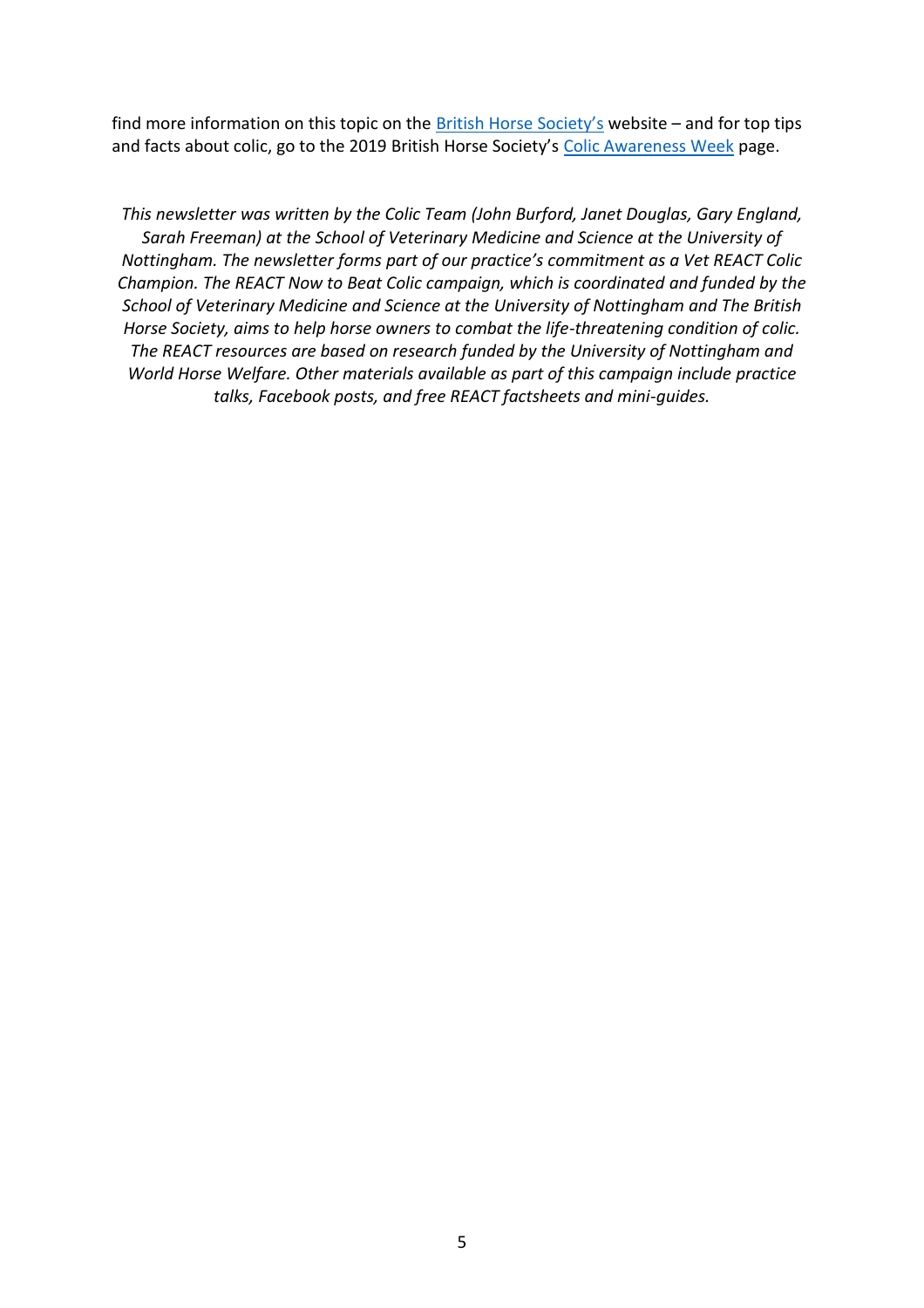find more information on this topic on the British Horse Society's website – and for top tips and facts about colic, go to the 2019 British Horse Society's Colic Awareness Week page.

*This newsletter was written by the Colic Team (John Burford, Janet Douglas, Gary England, Sarah Freeman) at the School of Veterinary Medicine and Science at the University of Nottingham. The newsletter forms part of our practice's commitment as a Vet REACT Colic Champion. The REACT Now to Beat Colic campaign, which is coordinated and funded by the School of Veterinary Medicine and Science at the University of Nottingham and The British Horse Society, aims to help horse owners to combat the life-threatening condition of colic. The REACT resources are based on research funded by the University of Nottingham and World Horse Welfare. Other materials available as part of this campaign include practice talks, Facebook posts, and free REACT factsheets and mini-guides.*